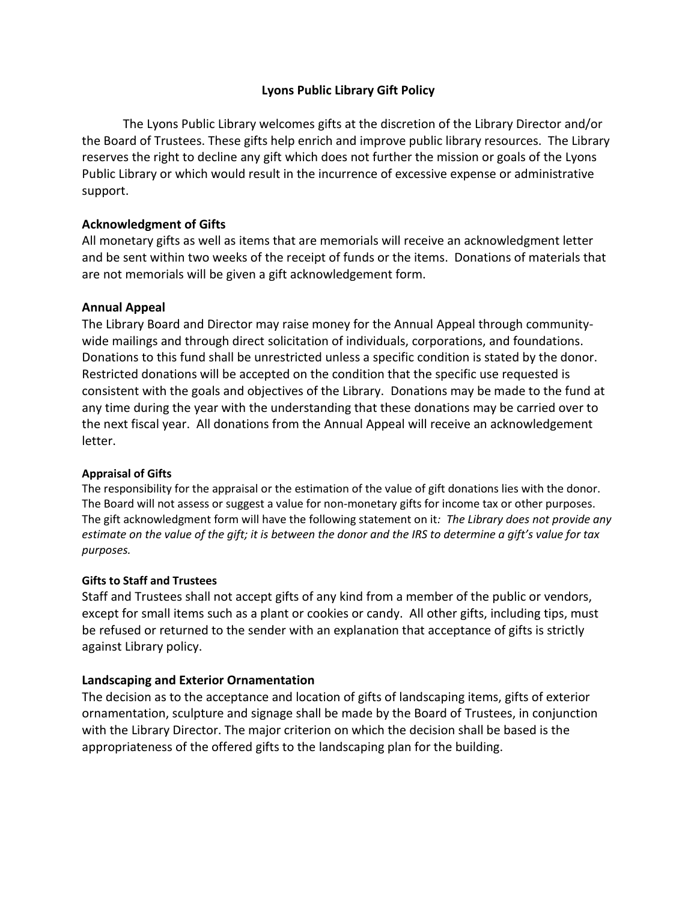# Lyons Public Library Gift Policy

The Lyons Public Library welcomes gifts at the discretion of the Library Director and/or the Board of Trustees. These gifts help enrich and improve public library resources. The Library reserves the right to decline any gift which does not further the mission or goals of the Lyons Public Library or which would result in the incurrence of excessive expense or administrative support.

## Acknowledgment of Gifts

All monetary gifts as well as items that are memorials will receive an acknowledgment letter and be sent within two weeks of the receipt of funds or the items. Donations of materials that are not memorials will be given a gift acknowledgement form.

## Annual Appeal

The Library Board and Director may raise money for the Annual Appeal through community-wide mailings and through direct solicitation of individuals, corporations, and foundations. Donations to this fund shall be unrestricted unless a specific condition is stated by the donor. Restricted donations will be accepted on the condition that the specific use requested is consistent with the goals and objectives of the Library. Donations may be made to the fund at any time during the year with the understanding that these donations may be carried over to the next fiscal year. All donations from the Annual Appeal will receive an acknowledgement letter.

### Appraisal of Gifts

The responsibility for the appraisal or the estimation of the value of gift donations lies with the donor. The Board will not assess or suggest a value for non-monetary gifts for income tax or other purposes. The gift acknowledgment form will have the following statement on it: *The Library does not provide any estimate on the value of the gift; it is between the donor and the IRS to determine a gift's value for tax purposes.*

### Gifts to Staff and Trustees

Staff and Trustees shall not accept gifts of any kind from a member of the public or vendors, except for small items such as a plant or cookies or candy. All other gifts, including tips, must be refused or returned to the sender with an explanation that acceptance of gifts is strictly against Library policy.

## Landscaping and Exterior Ornamentation

The decision as to the acceptance and location of gifts of landscaping items, gifts of exterior ornamentation, sculpture and signage shall be made by the Board of Trustees, in conjunction with the Library Director. The major criterion on which the decision shall be based is the appropriateness of the offered gifts to the landscaping plan for the building.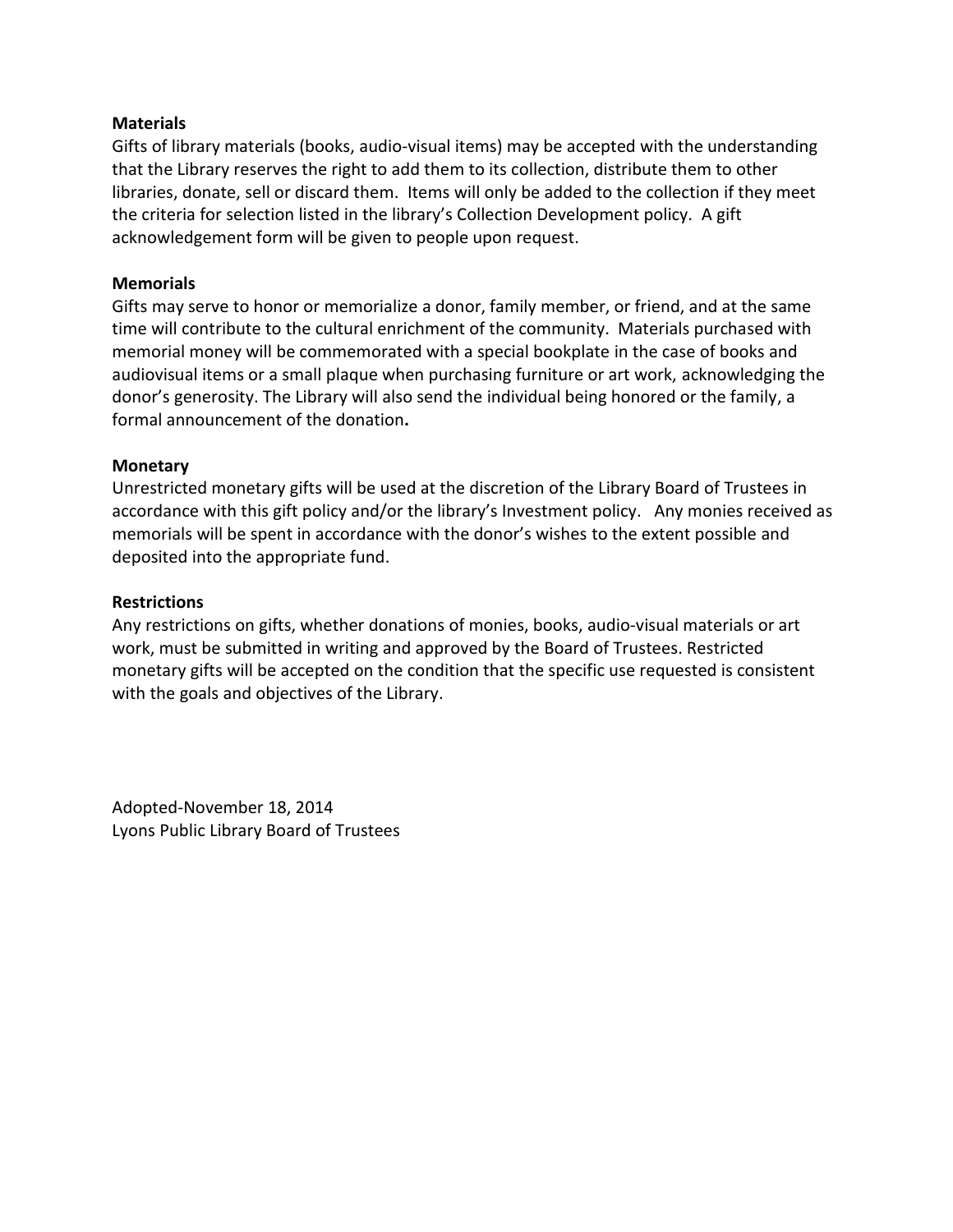**Materials**

Gifts of library materials (books, audio-visual items) may be accepted with the understanding that the Library reserves the right to add them to its collection, distribute them to other libraries, donate, sell or discard them. Items will only be added to the collection if they meet the criteria for selection listed in the library's Collection Development policy. A gift acknowledgement form will be given to people upon request.

**Memorials**

Gifts may serve to honor or memorialize a donor, family member, or friend, and at the same time will contribute to the cultural enrichment of the community. Materials purchased with memorial money will be commemorated with a special bookplate in the case of books and audiovisual items or a small plaque when purchasing furniture or art work, acknowledging the donor's generosity. The Library will also send the individual being honored or the family, a formal announcement of the donation.

**Monetary**

Unrestricted monetary gifts will be used at the discretion of the Library Board of Trustees in accordance with this gift policy and/or the library's Investment policy. Any monies received as memorials will be spent in accordance with the donor's wishes to the extent possible and deposited into the appropriate fund.

**Restrictions**

Any restrictions on gifts, whether donations of monies, books, audio-visual materials or art work, must be submitted in writing and approved by the Board of Trustees. Restricted monetary gifts will be accepted on the condition that the specific use requested is consistent with the goals and objectives of the Library.

Adopted-November 18, 2014
Lyons Public Library Board of Trustees